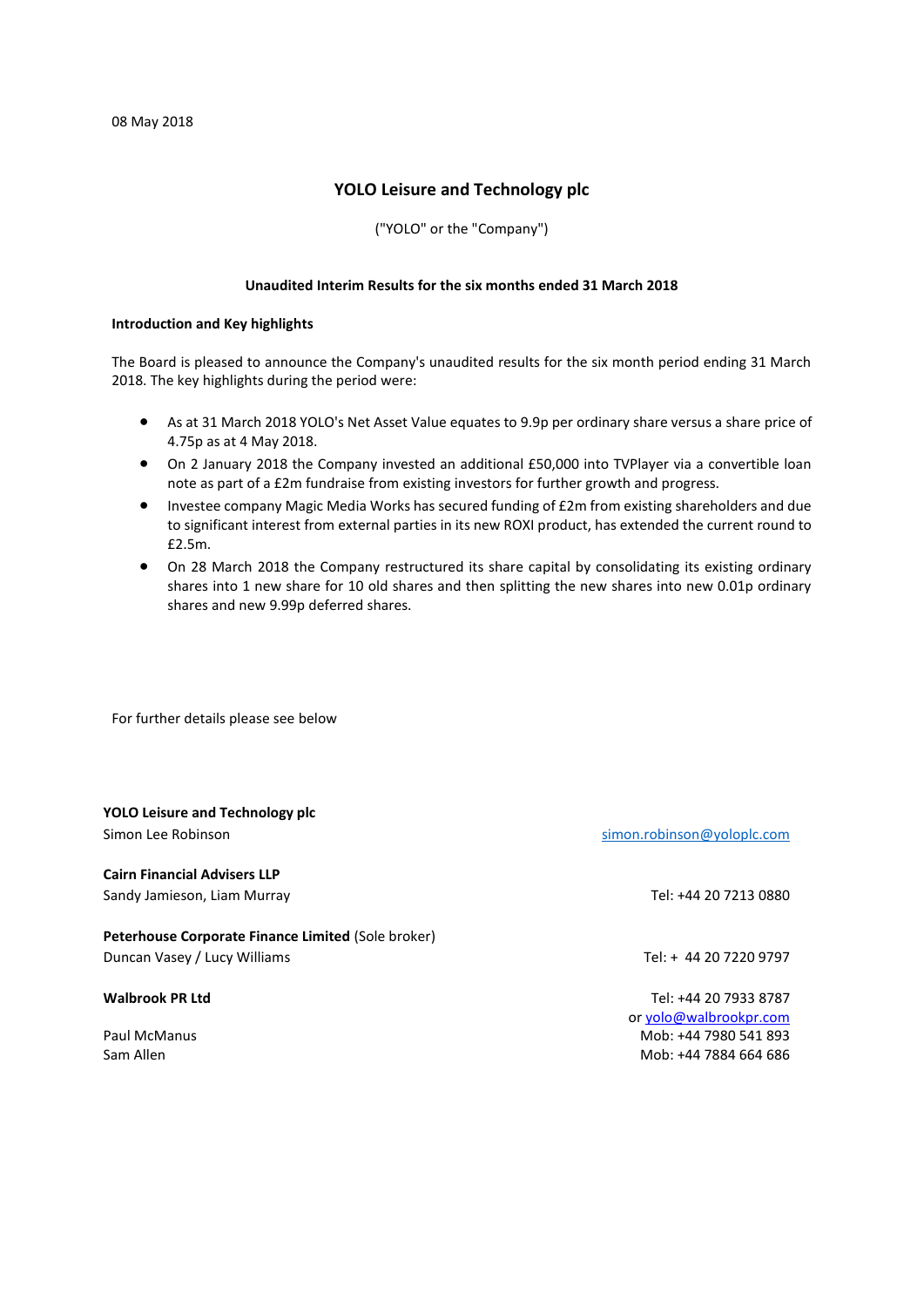08 May 2018

# YOLO Leisure and Technology plc

("YOLO" or the "Company")

**Unaudited Interim Results for the six months ended 31 March 2018**

**Introduction and Key highlights**

The Board is pleased to announce the Company's unaudited results for the six month period ending 31 March 2018. The key highlights during the period were:

- As at 31 March 2018 YOLO's Net Asset Value equates to 9.9p per ordinary share versus a share price of 4.75p as at 4 May 2018.
- On 2 January 2018 the Company invested an additional £50,000 into TVPlayer via a convertible loan note as part of a £2m fundraise from existing investors for further growth and progress.
- Investee company Magic Media Works has secured funding of £2m from existing shareholders and due to significant interest from external parties in its new ROXI product, has extended the current round to £2.5m.
- On 28 March 2018 the Company restructured its share capital by consolidating its existing ordinary shares into 1 new share for 10 old shares and then splitting the new shares into new 0.01p ordinary shares and new 9.99p deferred shares.

For further details please see below

| | |
|---|---|
| **YOLO Leisure and Technology plc** | |
| Simon Lee Robinson | simon.robinson@yoloplc.com |
| **Cairn Financial Advisers LLP** | |
| Sandy Jamieson, Liam Murray | Tel: +44 20 7213 0880 |
| **Peterhouse Corporate Finance Limited** (Sole broker) | |
| Duncan Vasey / Lucy Williams | Tel: + 44 20 7220 9797 |
| **Walbrook PR Ltd** | Tel: +44 20 7933 8787 |
| | or yolo@walbrookpr.com |
| Paul McManus | Mob: +44 7980 541 893 |
| Sam Allen | Mob: +44 7884 664 686 |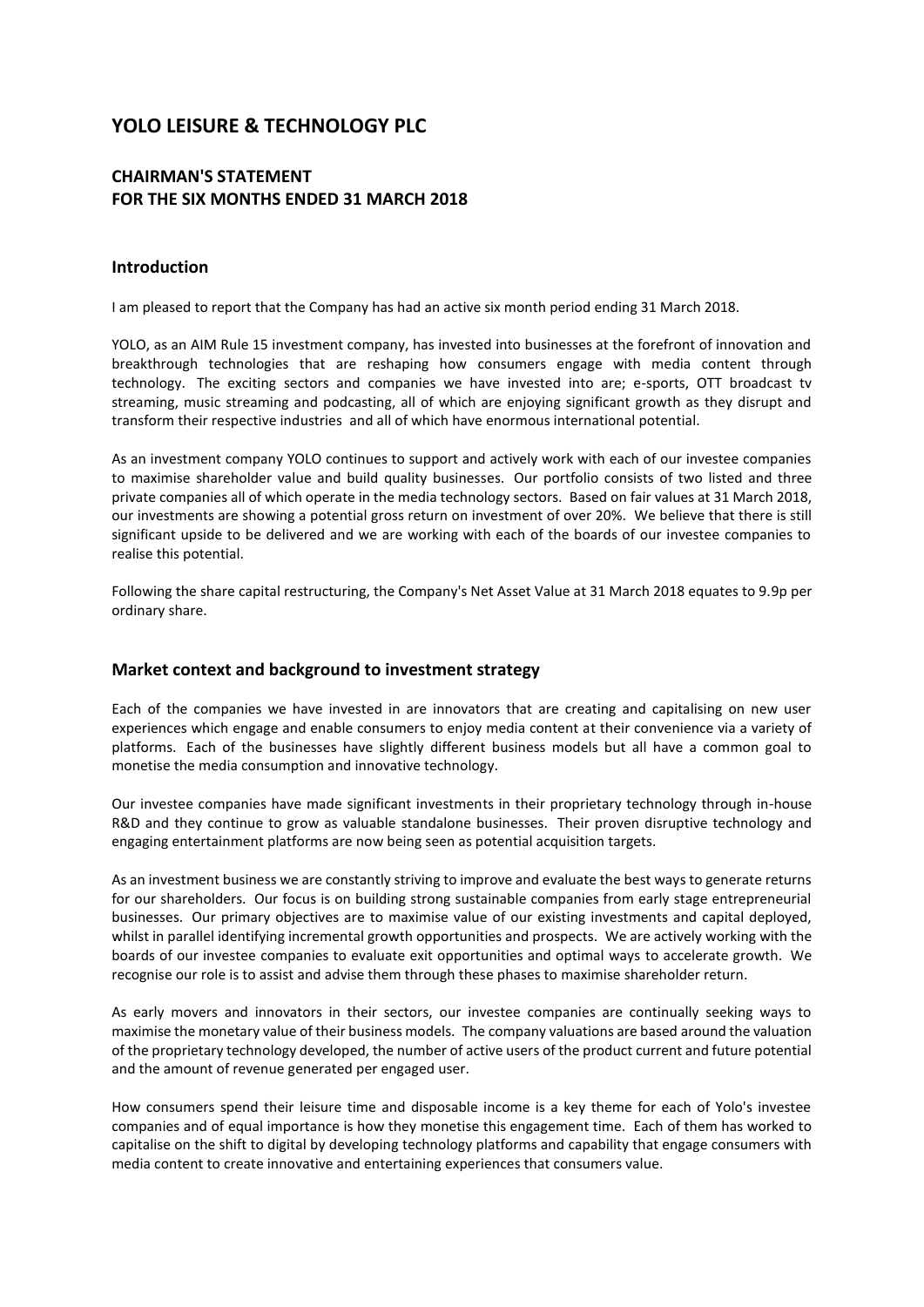# YOLO LEISURE & TECHNOLOGY PLC

## CHAIRMAN'S STATEMENT
## FOR THE SIX MONTHS ENDED 31 MARCH 2018

### Introduction

I am pleased to report that the Company has had an active six month period ending 31 March 2018.

YOLO, as an AIM Rule 15 investment company, has invested into businesses at the forefront of innovation and breakthrough technologies that are reshaping how consumers engage with media content through technology. The exciting sectors and companies we have invested into are; e-sports, OTT broadcast tv streaming, music streaming and podcasting, all of which are enjoying significant growth as they disrupt and transform their respective industries and all of which have enormous international potential.

As an investment company YOLO continues to support and actively work with each of our investee companies to maximise shareholder value and build quality businesses. Our portfolio consists of two listed and three private companies all of which operate in the media technology sectors. Based on fair values at 31 March 2018, our investments are showing a potential gross return on investment of over 20%. We believe that there is still significant upside to be delivered and we are working with each of the boards of our investee companies to realise this potential.

Following the share capital restructuring, the Company's Net Asset Value at 31 March 2018 equates to 9.9p per ordinary share.

### Market context and background to investment strategy

Each of the companies we have invested in are innovators that are creating and capitalising on new user experiences which engage and enable consumers to enjoy media content at their convenience via a variety of platforms. Each of the businesses have slightly different business models but all have a common goal to monetise the media consumption and innovative technology.

Our investee companies have made significant investments in their proprietary technology through in-house R&D and they continue to grow as valuable standalone businesses. Their proven disruptive technology and engaging entertainment platforms are now being seen as potential acquisition targets.

As an investment business we are constantly striving to improve and evaluate the best ways to generate returns for our shareholders. Our focus is on building strong sustainable companies from early stage entrepreneurial businesses. Our primary objectives are to maximise value of our existing investments and capital deployed, whilst in parallel identifying incremental growth opportunities and prospects. We are actively working with the boards of our investee companies to evaluate exit opportunities and optimal ways to accelerate growth. We recognise our role is to assist and advise them through these phases to maximise shareholder return.

As early movers and innovators in their sectors, our investee companies are continually seeking ways to maximise the monetary value of their business models. The company valuations are based around the valuation of the proprietary technology developed, the number of active users of the product current and future potential and the amount of revenue generated per engaged user.

How consumers spend their leisure time and disposable income is a key theme for each of Yolo's investee companies and of equal importance is how they monetise this engagement time. Each of them has worked to capitalise on the shift to digital by developing technology platforms and capability that engage consumers with media content to create innovative and entertaining experiences that consumers value.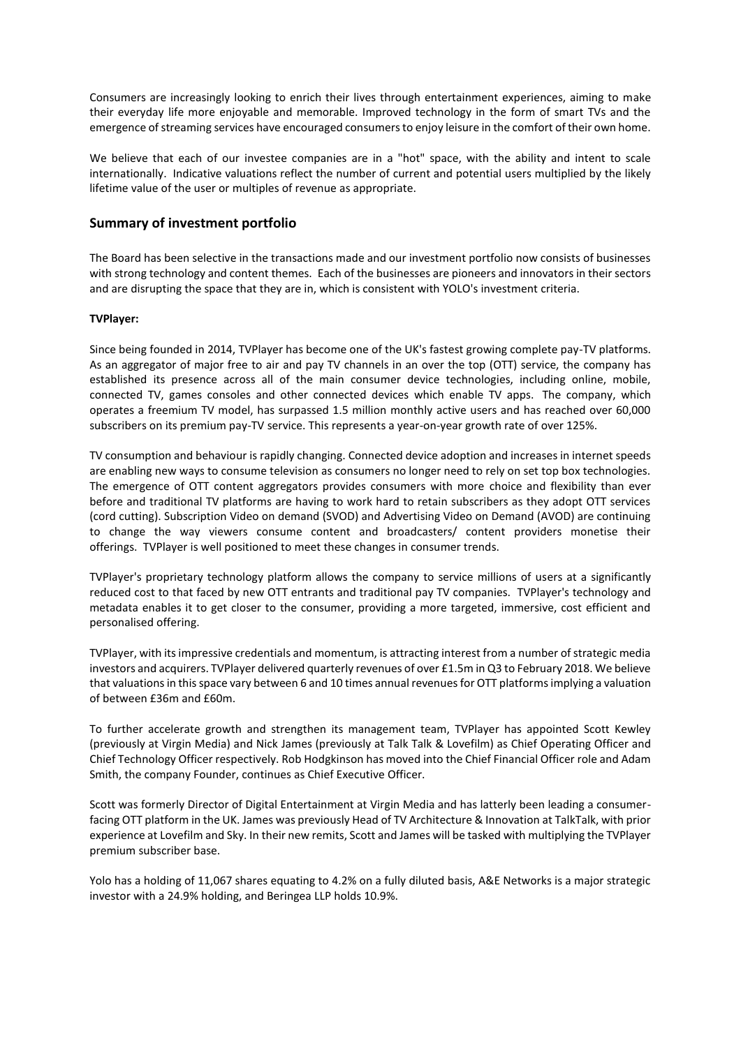Consumers are increasingly looking to enrich their lives through entertainment experiences, aiming to make their everyday life more enjoyable and memorable. Improved technology in the form of smart TVs and the emergence of streaming services have encouraged consumers to enjoy leisure in the comfort of their own home.

We believe that each of our investee companies are in a "hot" space, with the ability and intent to scale internationally. Indicative valuations reflect the number of current and potential users multiplied by the likely lifetime value of the user or multiples of revenue as appropriate.

## Summary of investment portfolio

The Board has been selective in the transactions made and our investment portfolio now consists of businesses with strong technology and content themes. Each of the businesses are pioneers and innovators in their sectors and are disrupting the space that they are in, which is consistent with YOLO's investment criteria.

**TVPlayer:**

Since being founded in 2014, TVPlayer has become one of the UK's fastest growing complete pay-TV platforms. As an aggregator of major free to air and pay TV channels in an over the top (OTT) service, the company has established its presence across all of the main consumer device technologies, including online, mobile, connected TV, games consoles and other connected devices which enable TV apps. The company, which operates a freemium TV model, has surpassed 1.5 million monthly active users and has reached over 60,000 subscribers on its premium pay-TV service. This represents a year-on-year growth rate of over 125%.

TV consumption and behaviour is rapidly changing. Connected device adoption and increases in internet speeds are enabling new ways to consume television as consumers no longer need to rely on set top box technologies. The emergence of OTT content aggregators provides consumers with more choice and flexibility than ever before and traditional TV platforms are having to work hard to retain subscribers as they adopt OTT services (cord cutting). Subscription Video on demand (SVOD) and Advertising Video on Demand (AVOD) are continuing to change the way viewers consume content and broadcasters/ content providers monetise their offerings. TVPlayer is well positioned to meet these changes in consumer trends.

TVPlayer's proprietary technology platform allows the company to service millions of users at a significantly reduced cost to that faced by new OTT entrants and traditional pay TV companies. TVPlayer's technology and metadata enables it to get closer to the consumer, providing a more targeted, immersive, cost efficient and personalised offering.

TVPlayer, with its impressive credentials and momentum, is attracting interest from a number of strategic media investors and acquirers. TVPlayer delivered quarterly revenues of over £1.5m in Q3 to February 2018. We believe that valuations in this space vary between 6 and 10 times annual revenues for OTT platforms implying a valuation of between £36m and £60m.

To further accelerate growth and strengthen its management team, TVPlayer has appointed Scott Kewley (previously at Virgin Media) and Nick James (previously at Talk Talk & Lovefilm) as Chief Operating Officer and Chief Technology Officer respectively. Rob Hodgkinson has moved into the Chief Financial Officer role and Adam Smith, the company Founder, continues as Chief Executive Officer.

Scott was formerly Director of Digital Entertainment at Virgin Media and has latterly been leading a consumer-facing OTT platform in the UK. James was previously Head of TV Architecture & Innovation at TalkTalk, with prior experience at Lovefilm and Sky. In their new remits, Scott and James will be tasked with multiplying the TVPlayer premium subscriber base.

Yolo has a holding of 11,067 shares equating to 4.2% on a fully diluted basis, A&E Networks is a major strategic investor with a 24.9% holding, and Beringea LLP holds 10.9%.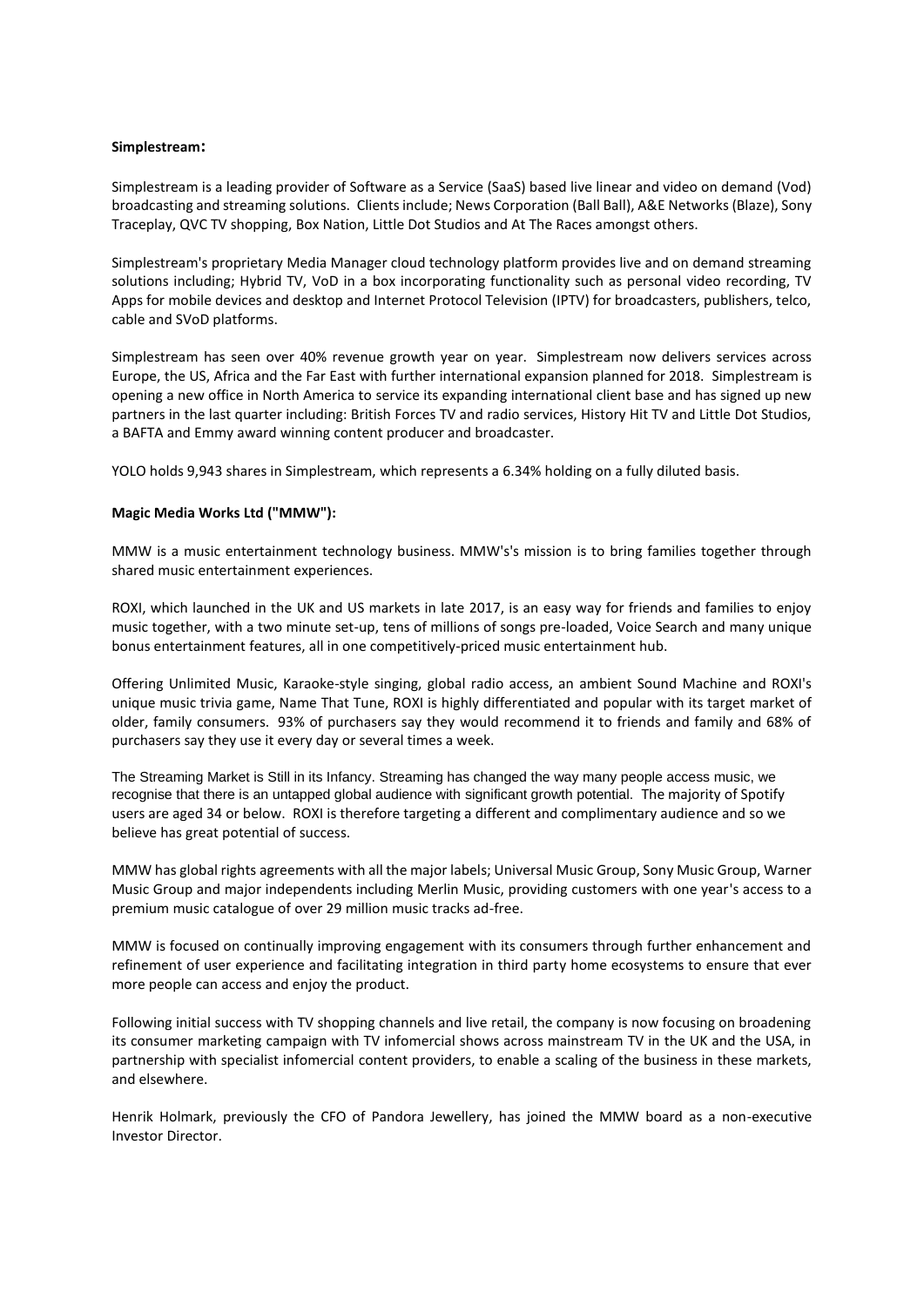**Simplestream:**

Simplestream is a leading provider of Software as a Service (SaaS) based live linear and video on demand (Vod) broadcasting and streaming solutions. Clients include; News Corporation (Ball Ball), A&E Networks (Blaze), Sony Traceplay, QVC TV shopping, Box Nation, Little Dot Studios and At The Races amongst others.

Simplestream's proprietary Media Manager cloud technology platform provides live and on demand streaming solutions including; Hybrid TV, VoD in a box incorporating functionality such as personal video recording, TV Apps for mobile devices and desktop and Internet Protocol Television (IPTV) for broadcasters, publishers, telco, cable and SVoD platforms.

Simplestream has seen over 40% revenue growth year on year. Simplestream now delivers services across Europe, the US, Africa and the Far East with further international expansion planned for 2018. Simplestream is opening a new office in North America to service its expanding international client base and has signed up new partners in the last quarter including: British Forces TV and radio services, History Hit TV and Little Dot Studios, a BAFTA and Emmy award winning content producer and broadcaster.

YOLO holds 9,943 shares in Simplestream, which represents a 6.34% holding on a fully diluted basis.

**Magic Media Works Ltd ("MMW"):**

MMW is a music entertainment technology business. MMW's's mission is to bring families together through shared music entertainment experiences.

ROXI, which launched in the UK and US markets in late 2017, is an easy way for friends and families to enjoy music together, with a two minute set-up, tens of millions of songs pre-loaded, Voice Search and many unique bonus entertainment features, all in one competitively-priced music entertainment hub.

Offering Unlimited Music, Karaoke-style singing, global radio access, an ambient Sound Machine and ROXI's unique music trivia game, Name That Tune, ROXI is highly differentiated and popular with its target market of older, family consumers. 93% of purchasers say they would recommend it to friends and family and 68% of purchasers say they use it every day or several times a week.

The Streaming Market is Still in its Infancy. Streaming has changed the way many people access music, we recognise that there is an untapped global audience with significant growth potential. The majority of Spotify users are aged 34 or below. ROXI is therefore targeting a different and complimentary audience and so we believe has great potential of success.

MMW has global rights agreements with all the major labels; Universal Music Group, Sony Music Group, Warner Music Group and major independents including Merlin Music, providing customers with one year's access to a premium music catalogue of over 29 million music tracks ad-free.

MMW is focused on continually improving engagement with its consumers through further enhancement and refinement of user experience and facilitating integration in third party home ecosystems to ensure that ever more people can access and enjoy the product.

Following initial success with TV shopping channels and live retail, the company is now focusing on broadening its consumer marketing campaign with TV infomercial shows across mainstream TV in the UK and the USA, in partnership with specialist infomercial content providers, to enable a scaling of the business in these markets, and elsewhere.

Henrik Holmark, previously the CFO of Pandora Jewellery, has joined the MMW board as a non-executive Investor Director.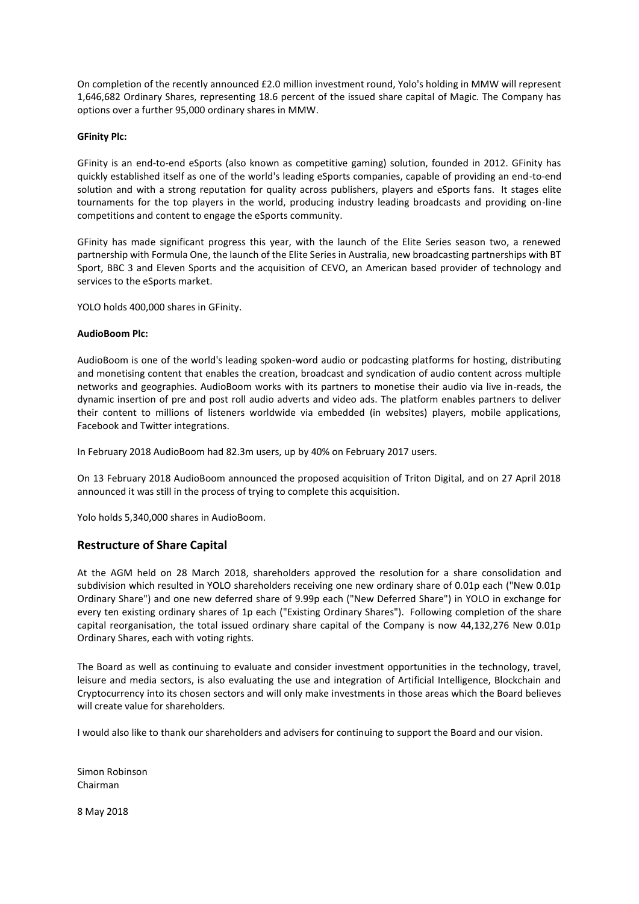On completion of the recently announced £2.0 million investment round, Yolo's holding in MMW will represent 1,646,682 Ordinary Shares, representing 18.6 percent of the issued share capital of Magic. The Company has options over a further 95,000 ordinary shares in MMW.

**GFinity Plc:**

GFinity is an end-to-end eSports (also known as competitive gaming) solution, founded in 2012. GFinity has quickly established itself as one of the world's leading eSports companies, capable of providing an end-to-end solution and with a strong reputation for quality across publishers, players and eSports fans. It stages elite tournaments for the top players in the world, producing industry leading broadcasts and providing on-line competitions and content to engage the eSports community.

GFinity has made significant progress this year, with the launch of the Elite Series season two, a renewed partnership with Formula One, the launch of the Elite Series in Australia, new broadcasting partnerships with BT Sport, BBC 3 and Eleven Sports and the acquisition of CEVO, an American based provider of technology and services to the eSports market.

YOLO holds 400,000 shares in GFinity.

**AudioBoom Plc:**

AudioBoom is one of the world's leading spoken-word audio or podcasting platforms for hosting, distributing and monetising content that enables the creation, broadcast and syndication of audio content across multiple networks and geographies. AudioBoom works with its partners to monetise their audio via live in-reads, the dynamic insertion of pre and post roll audio adverts and video ads. The platform enables partners to deliver their content to millions of listeners worldwide via embedded (in websites) players, mobile applications, Facebook and Twitter integrations.

In February 2018 AudioBoom had 82.3m users, up by 40% on February 2017 users.

On 13 February 2018 AudioBoom announced the proposed acquisition of Triton Digital, and on 27 April 2018 announced it was still in the process of trying to complete this acquisition.

Yolo holds 5,340,000 shares in AudioBoom.

## Restructure of Share Capital

At the AGM held on 28 March 2018, shareholders approved the resolution for a share consolidation and subdivision which resulted in YOLO shareholders receiving one new ordinary share of 0.01p each ("New 0.01p Ordinary Share") and one new deferred share of 9.99p each ("New Deferred Share") in YOLO in exchange for every ten existing ordinary shares of 1p each ("Existing Ordinary Shares"). Following completion of the share capital reorganisation, the total issued ordinary share capital of the Company is now 44,132,276 New 0.01p Ordinary Shares, each with voting rights.

The Board as well as continuing to evaluate and consider investment opportunities in the technology, travel, leisure and media sectors, is also evaluating the use and integration of Artificial Intelligence, Blockchain and Cryptocurrency into its chosen sectors and will only make investments in those areas which the Board believes will create value for shareholders.

I would also like to thank our shareholders and advisers for continuing to support the Board and our vision.

Simon Robinson
Chairman

8 May 2018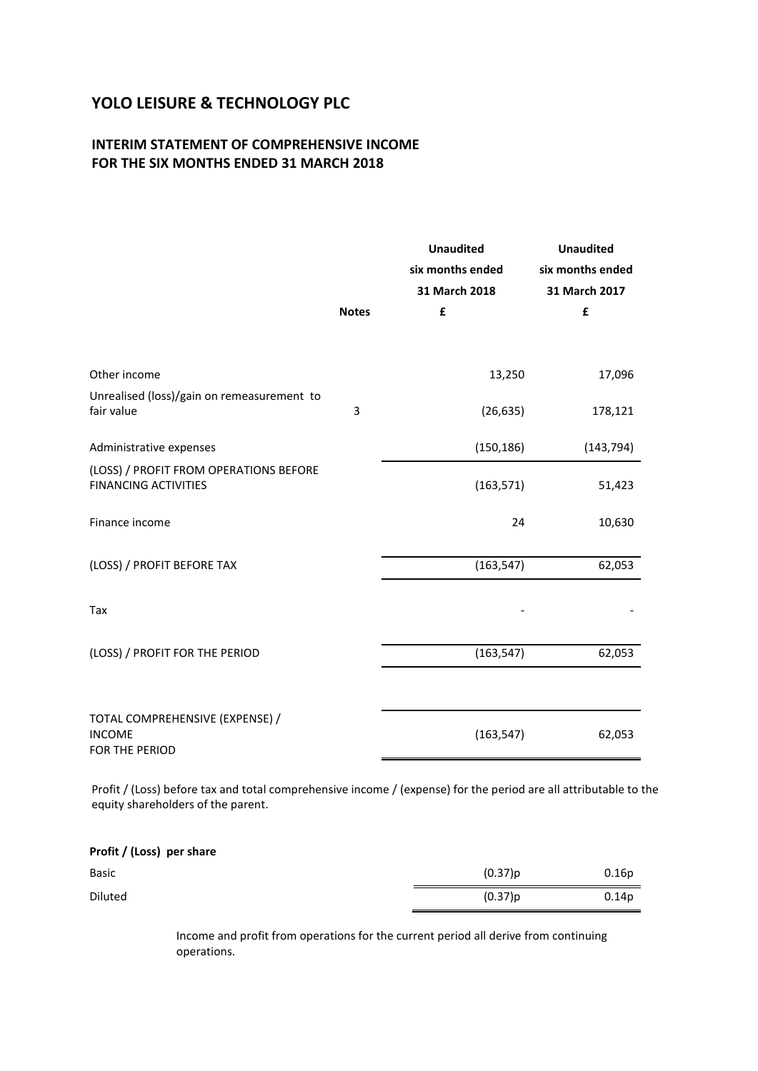# YOLO LEISURE & TECHNOLOGY PLC

## INTERIM STATEMENT OF COMPREHENSIVE INCOME FOR THE SIX MONTHS ENDED 31 MARCH 2018

| | Notes | Unaudited six months ended 31 March 2018 £ | Unaudited six months ended 31 March 2017 £ |
|---|---|---|---|
| Other income | | 13,250 | 17,096 |
| Unrealised (loss)/gain on remeasurement to fair value | 3 | (26,635) | 178,121 |
| Administrative expenses | | (150,186) | (143,794) |
| (LOSS) / PROFIT FROM OPERATIONS BEFORE FINANCING ACTIVITIES | | (163,571) | 51,423 |
| Finance income | | 24 | 10,630 |
| (LOSS) / PROFIT BEFORE TAX | | (163,547) | 62,053 |
| Tax | | - | - |
| (LOSS) / PROFIT FOR THE PERIOD | | (163,547) | 62,053 |
| TOTAL COMPREHENSIVE (EXPENSE) / INCOME FOR THE PERIOD | | (163,547) | 62,053 |

Profit / (Loss) before tax and total comprehensive income / (expense) for the period are all attributable to the equity shareholders of the parent.

**Profit / (Loss) per share**

| | | |
|---|---|---|
| Basic | (0.37)p | 0.16p |
| Diluted | (0.37)p | 0.14p |

Income and profit from operations for the current period all derive from continuing operations.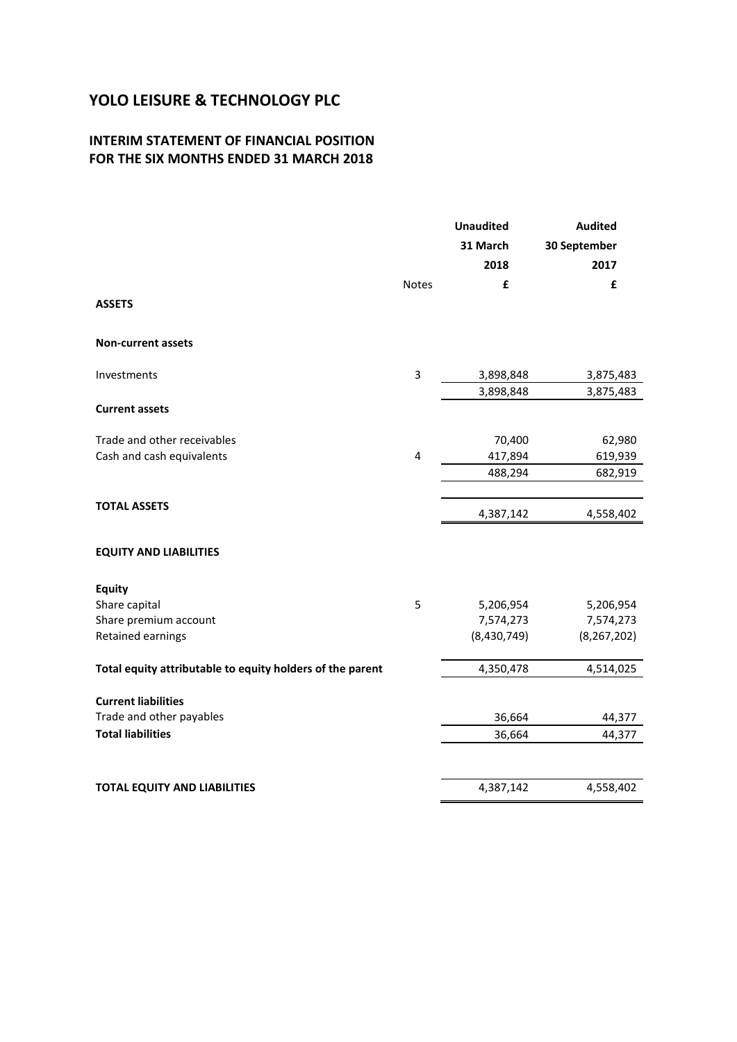# YOLO LEISURE & TECHNOLOGY PLC

## INTERIM STATEMENT OF FINANCIAL POSITION
## FOR THE SIX MONTHS ENDED 31 MARCH 2018

| | Notes | Unaudited 31 March 2018 £ | Audited 30 September 2017 £ |
|---|---|---|---|
| **ASSETS** | | | |
| **Non-current assets** | | | |
| Investments | 3 | 3,898,848 | 3,875,483 |
| | | 3,898,848 | 3,875,483 |
| **Current assets** | | | |
| Trade and other receivables | | 70,400 | 62,980 |
| Cash and cash equivalents | 4 | 417,894 | 619,939 |
| | | 488,294 | 682,919 |
| **TOTAL ASSETS** | | 4,387,142 | 4,558,402 |
| **EQUITY AND LIABILITIES** | | | |
| **Equity** | | | |
| Share capital | 5 | 5,206,954 | 5,206,954 |
| Share premium account | | 7,574,273 | 7,574,273 |
| Retained earnings | | (8,430,749) | (8,267,202) |
| **Total equity attributable to equity holders of the parent** | | 4,350,478 | 4,514,025 |
| **Current liabilities** | | | |
| Trade and other payables | | 36,664 | 44,377 |
| **Total liabilities** | | 36,664 | 44,377 |
| **TOTAL EQUITY AND LIABILITIES** | | 4,387,142 | 4,558,402 |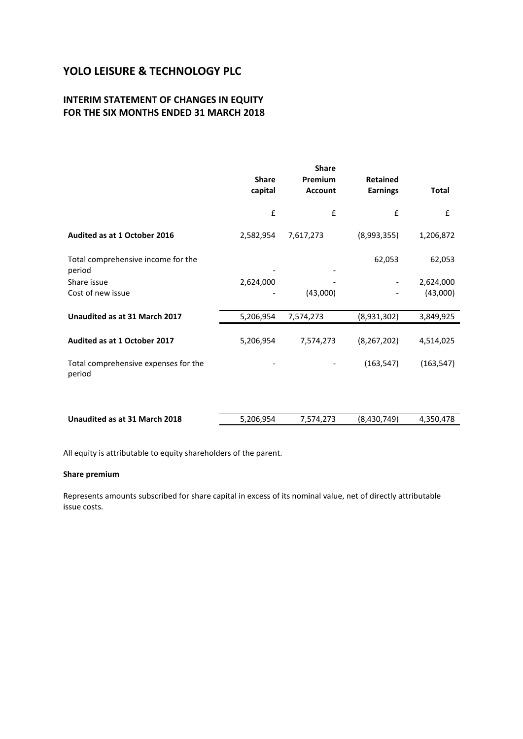# YOLO LEISURE & TECHNOLOGY PLC

## INTERIM STATEMENT OF CHANGES IN EQUITY FOR THE SIX MONTHS ENDED 31 MARCH 2018

| | Share capital | Share Premium Account | Retained Earnings | Total |
|---|---|---|---|---|
| | £ | £ | £ | £ |
| **Audited as at 1 October 2016** | 2,582,954 | 7,617,273 | (8,993,355) | 1,206,872 |
| Total comprehensive income for the period | - | - | 62,053 | 62,053 |
| Share issue | 2,624,000 | - | - | 2,624,000 |
| Cost of new issue | - | (43,000) | - | (43,000) |
| **Unaudited as at 31 March 2017** | 5,206,954 | 7,574,273 | (8,931,302) | 3,849,925 |
| **Audited as at 1 October 2017** | 5,206,954 | 7,574,273 | (8,267,202) | 4,514,025 |
| Total comprehensive expenses for the period | - | - | (163,547) | (163,547) |
| **Unaudited as at 31 March 2018** | 5,206,954 | 7,574,273 | (8,430,749) | 4,350,478 |

All equity is attributable to equity shareholders of the parent.

**Share premium**

Represents amounts subscribed for share capital in excess of its nominal value, net of directly attributable issue costs.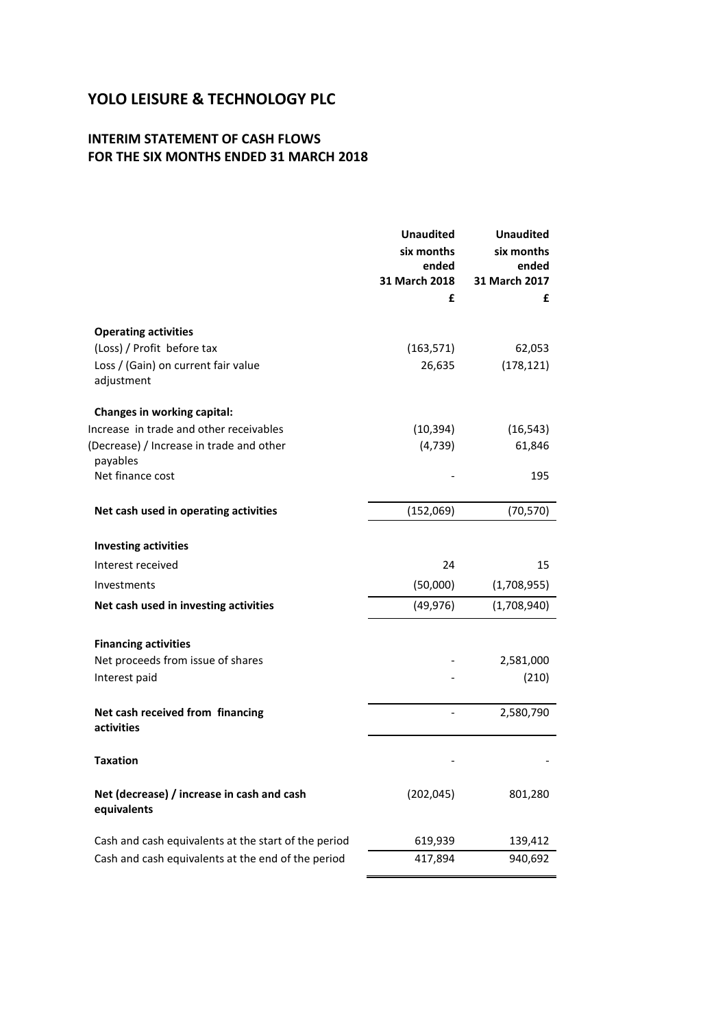# YOLO LEISURE & TECHNOLOGY PLC

## INTERIM STATEMENT OF CASH FLOWS FOR THE SIX MONTHS ENDED 31 MARCH 2018

| | Unaudited six months ended 31 March 2018 | Unaudited six months ended 31 March 2017 |
|---|---|---|
| | £ | £ |
| **Operating activities** | | |
| (Loss) / Profit before tax | (163,571) | 62,053 |
| Loss / (Gain) on current fair value adjustment | 26,635 | (178,121) |
| **Changes in working capital:** | | |
| Increase in trade and other receivables | (10,394) | (16,543) |
| (Decrease) / Increase in trade and other payables | (4,739) | 61,846 |
| Net finance cost | - | 195 |
| **Net cash used in operating activities** | (152,069) | (70,570) |
| **Investing activities** | | |
| Interest received | 24 | 15 |
| Investments | (50,000) | (1,708,955) |
| **Net cash used in investing activities** | (49,976) | (1,708,940) |
| **Financing activities** | | |
| Net proceeds from issue of shares | - | 2,581,000 |
| Interest paid | - | (210) |
| **Net cash received from financing activities** | - | 2,580,790 |
| **Taxation** | - | - |
| **Net (decrease) / increase in cash and cash equivalents** | (202,045) | 801,280 |
| Cash and cash equivalents at the start of the period | 619,939 | 139,412 |
| Cash and cash equivalents at the end of the period | 417,894 | 940,692 |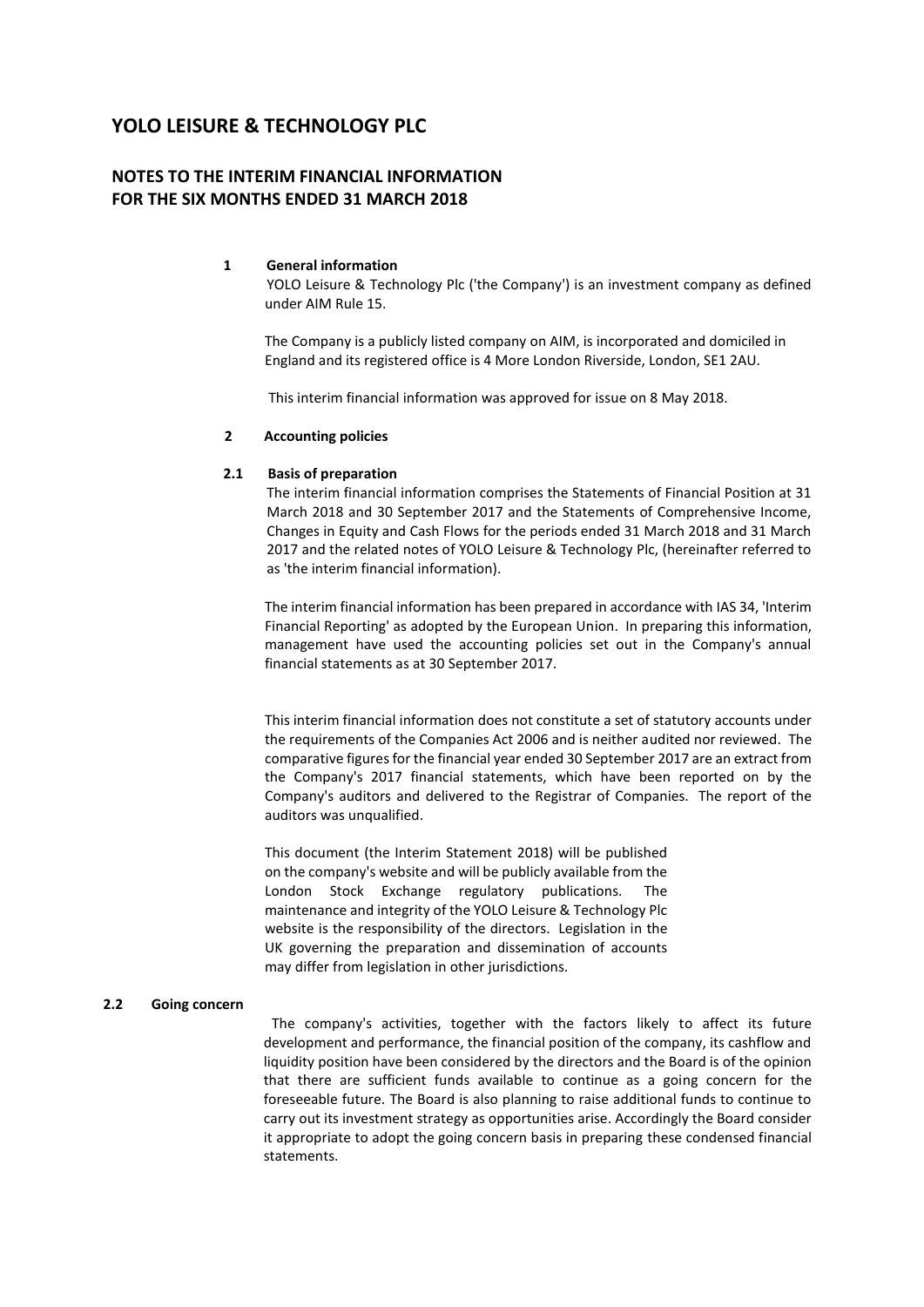# YOLO LEISURE & TECHNOLOGY PLC

## NOTES TO THE INTERIM FINANCIAL INFORMATION FOR THE SIX MONTHS ENDED 31 MARCH 2018

### 1 General information

YOLO Leisure & Technology Plc ('the Company') is an investment company as defined under AIM Rule 15.

The Company is a publicly listed company on AIM, is incorporated and domiciled in England and its registered office is 4 More London Riverside, London, SE1 2AU.

This interim financial information was approved for issue on 8 May 2018.

### 2 Accounting policies

### 2.1 Basis of preparation

The interim financial information comprises the Statements of Financial Position at 31 March 2018 and 30 September 2017 and the Statements of Comprehensive Income, Changes in Equity and Cash Flows for the periods ended 31 March 2018 and 31 March 2017 and the related notes of YOLO Leisure & Technology Plc, (hereinafter referred to as 'the interim financial information).

The interim financial information has been prepared in accordance with IAS 34, 'Interim Financial Reporting' as adopted by the European Union. In preparing this information, management have used the accounting policies set out in the Company's annual financial statements as at 30 September 2017.

This interim financial information does not constitute a set of statutory accounts under the requirements of the Companies Act 2006 and is neither audited nor reviewed. The comparative figures for the financial year ended 30 September 2017 are an extract from the Company's 2017 financial statements, which have been reported on by the Company's auditors and delivered to the Registrar of Companies. The report of the auditors was unqualified.

This document (the Interim Statement 2018) will be published on the company's website and will be publicly available from the London Stock Exchange regulatory publications. The maintenance and integrity of the YOLO Leisure & Technology Plc website is the responsibility of the directors. Legislation in the UK governing the preparation and dissemination of accounts may differ from legislation in other jurisdictions.

### 2.2 Going concern

The company's activities, together with the factors likely to affect its future development and performance, the financial position of the company, its cashflow and liquidity position have been considered by the directors and the Board is of the opinion that there are sufficient funds available to continue as a going concern for the foreseeable future. The Board is also planning to raise additional funds to continue to carry out its investment strategy as opportunities arise. Accordingly the Board consider it appropriate to adopt the going concern basis in preparing these condensed financial statements.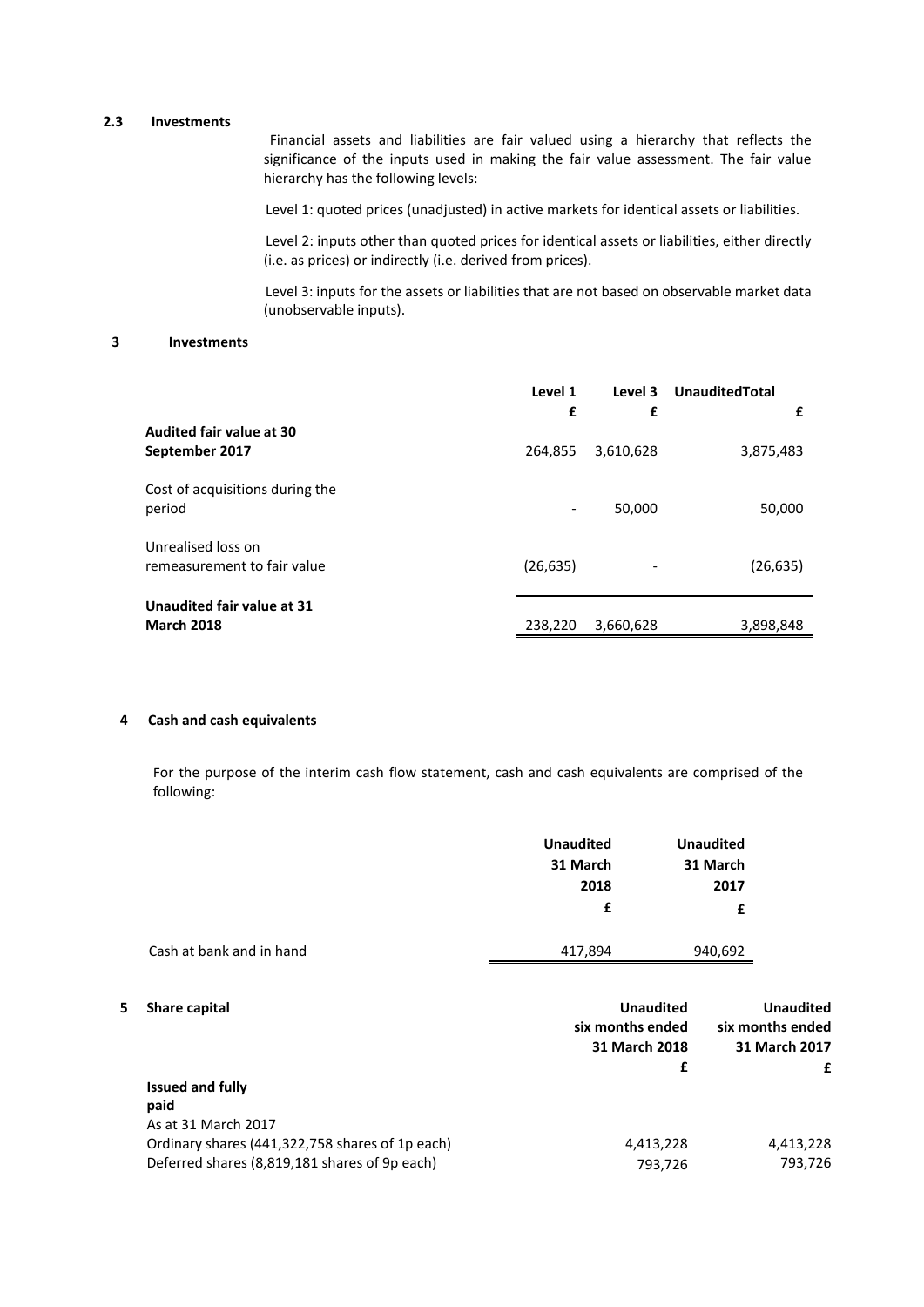### 2.3 Investments

Financial assets and liabilities are fair valued using a hierarchy that reflects the significance of the inputs used in making the fair value assessment. The fair value hierarchy has the following levels:

Level 1: quoted prices (unadjusted) in active markets for identical assets or liabilities.

Level 2: inputs other than quoted prices for identical assets or liabilities, either directly (i.e. as prices) or indirectly (i.e. derived from prices).

Level 3: inputs for the assets or liabilities that are not based on observable market data (unobservable inputs).

### 3 Investments

| | Level 1 £ | Level 3 £ | UnauditedTotal £ |
|---|---|---|---|
| **Audited fair value at 30 September 2017** | 264,855 | 3,610,628 | 3,875,483 |
| Cost of acquisitions during the period | - | 50,000 | 50,000 |
| Unrealised loss on remeasurement to fair value | (26,635) | - | (26,635) |
| **Unaudited fair value at 31 March 2018** | 238,220 | 3,660,628 | 3,898,848 |

### 4 Cash and cash equivalents

For the purpose of the interim cash flow statement, cash and cash equivalents are comprised of the following:

| | Unaudited 31 March 2018 £ | Unaudited 31 March 2017 £ |
|---|---|---|
| Cash at bank and in hand | 417,894 | 940,692 |

### 5 Share capital

| | Unaudited six months ended 31 March 2018 £ | Unaudited six months ended 31 March 2017 £ |
|---|---|---|
| **Issued and fully paid** | | |
| As at 31 March 2017 | | |
| Ordinary shares (441,322,758 shares of 1p each) | 4,413,228 | 4,413,228 |
| Deferred shares (8,819,181 shares of 9p each) | 793,726 | 793,726 |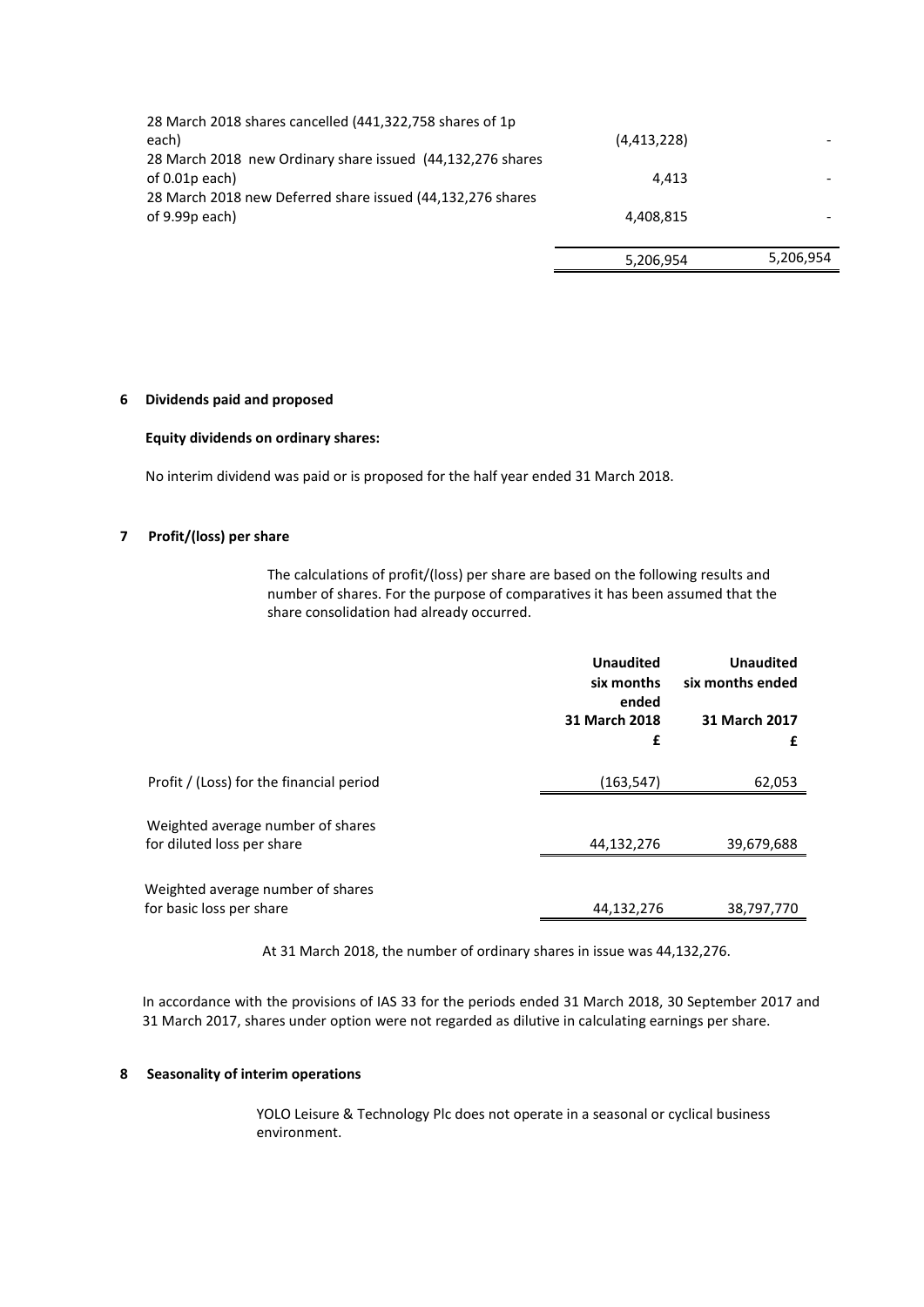| | | |
|---|---|---|
| 28 March 2018 shares cancelled (441,322,758 shares of 1p each) | (4,413,228) | - |
| 28 March 2018 new Ordinary share issued (44,132,276 shares of 0.01p each) | 4,413 | - |
| 28 March 2018 new Deferred share issued (44,132,276 shares of 9.99p each) | 4,408,815 | - |
| | 5,206,954 | 5,206,954 |

## 6 Dividends paid and proposed

**Equity dividends on ordinary shares:**

No interim dividend was paid or is proposed for the half year ended 31 March 2018.

## 7 Profit/(loss) per share

The calculations of profit/(loss) per share are based on the following results and number of shares. For the purpose of comparatives it has been assumed that the share consolidation had already occurred.

| | Unaudited six months ended 31 March 2018 £ | Unaudited six months ended 31 March 2017 £ |
|---|---|---|
| Profit / (Loss) for the financial period | (163,547) | 62,053 |
| Weighted average number of shares for diluted loss per share | 44,132,276 | 39,679,688 |
| Weighted average number of shares for basic loss per share | 44,132,276 | 38,797,770 |

At 31 March 2018, the number of ordinary shares in issue was 44,132,276.

In accordance with the provisions of IAS 33 for the periods ended 31 March 2018, 30 September 2017 and 31 March 2017, shares under option were not regarded as dilutive in calculating earnings per share.

## 8 Seasonality of interim operations

YOLO Leisure & Technology Plc does not operate in a seasonal or cyclical business environment.